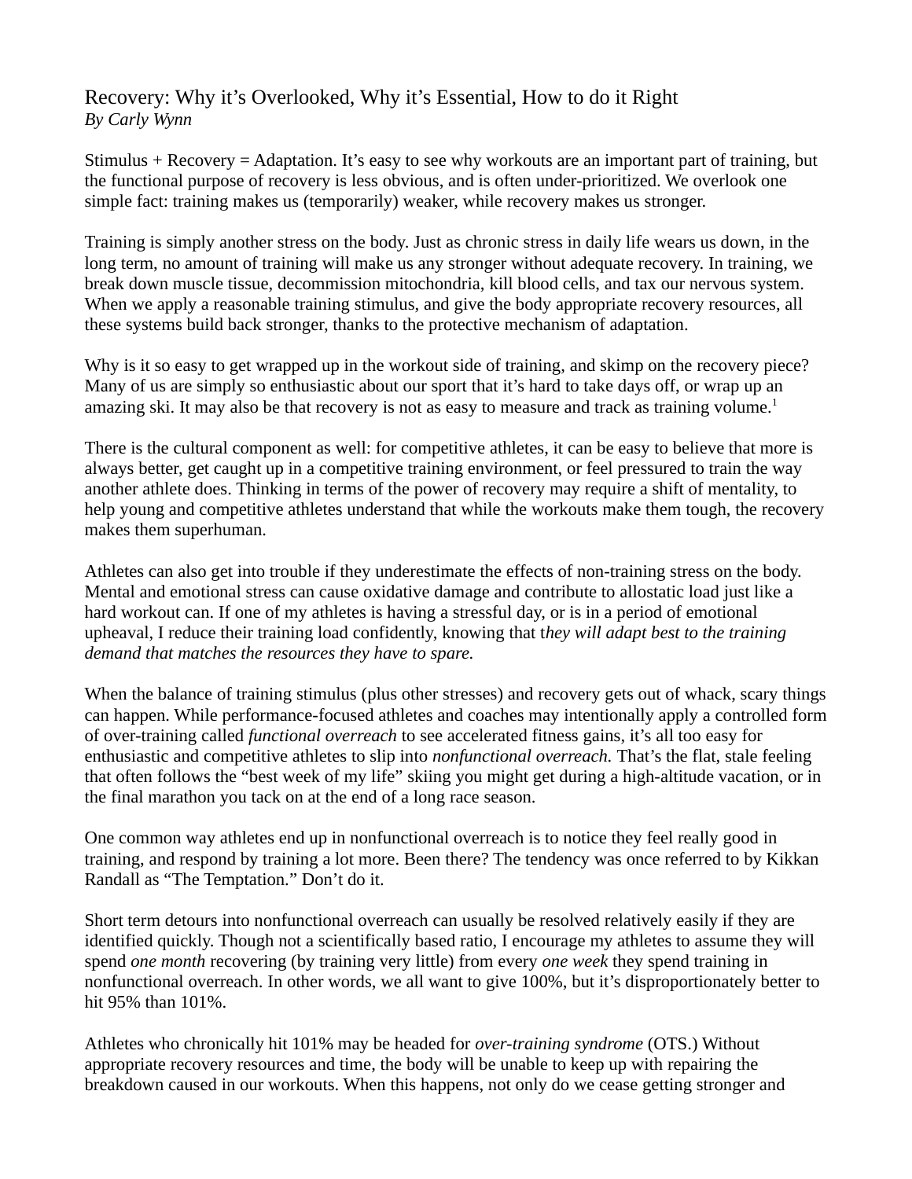# Recovery: Why it's Overlooked, Why it's Essential, How to do it Right

*By Carly Wynn*

Stimulus + Recovery = Adaptation. It's easy to see why workouts are an important part of training, but the functional purpose of recovery is less obvious, and is often under-prioritized. We overlook one simple fact: training makes us (temporarily) weaker, while recovery makes us stronger.

Training is simply another stress on the body. Just as chronic stress in daily life wears us down, in the long term, no amount of training will make us any stronger without adequate recovery. In training, we break down muscle tissue, decommission mitochondria, kill blood cells, and tax our nervous system. When we apply a reasonable training stimulus, and give the body appropriate recovery resources, all these systems build back stronger, thanks to the protective mechanism of adaptation.

Why is it so easy to get wrapped up in the workout side of training, and skimp on the recovery piece? Many of us are simply so enthusiastic about our sport that it's hard to take days off, or wrap up an amazing ski. It may also be that recovery is not as easy to measure and track as training volume.[1]

There is the cultural component as well: for competitive athletes, it can be easy to believe that more is always better, get caught up in a competitive training environment, or feel pressured to train the way another athlete does. Thinking in terms of the power of recovery may require a shift of mentality, to help young and competitive athletes understand that while the workouts make them tough, the recovery makes them superhuman.

Athletes can also get into trouble if they underestimate the effects of non-training stress on the body. Mental and emotional stress can cause oxidative damage and contribute to allostatic load just like a hard workout can. If one of my athletes is having a stressful day, or is in a period of emotional upheaval, I reduce their training load confidently, knowing that t*hey will adapt best to the training demand that matches the resources they have to spare.*

When the balance of training stimulus (plus other stresses) and recovery gets out of whack, scary things can happen. While performance-focused athletes and coaches may intentionally apply a controlled form of over-training called *functional overreach* to see accelerated fitness gains, it's all too easy for enthusiastic and competitive athletes to slip into *nonfunctional overreach.* That's the flat, stale feeling that often follows the "best week of my life" skiing you might get during a high-altitude vacation, or in the final marathon you tack on at the end of a long race season.

One common way athletes end up in nonfunctional overreach is to notice they feel really good in training, and respond by training a lot more. Been there? The tendency was once referred to by Kikkan Randall as "The Temptation." Don't do it.

Short term detours into nonfunctional overreach can usually be resolved relatively easily if they are identified quickly. Though not a scientifically based ratio, I encourage my athletes to assume they will spend *one month* recovering (by training very little) from every *one week* they spend training in nonfunctional overreach. In other words, we all want to give 100%, but it's disproportionately better to hit 95% than 101%.

Athletes who chronically hit 101% may be headed for *over-training syndrome* (OTS.) Without appropriate recovery resources and time, the body will be unable to keep up with repairing the breakdown caused in our workouts. When this happens, not only do we cease getting stronger and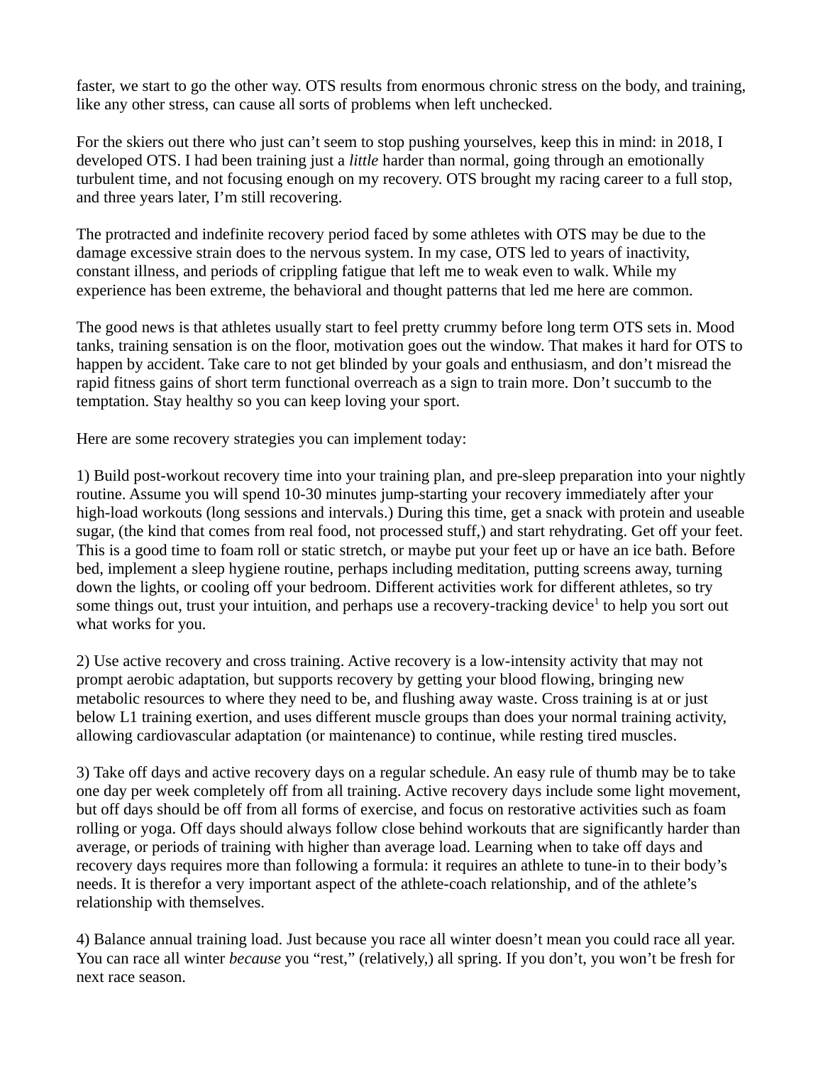faster, we start to go the other way. OTS results from enormous chronic stress on the body, and training, like any other stress, can cause all sorts of problems when left unchecked.

For the skiers out there who just can't seem to stop pushing yourselves, keep this in mind: in 2018, I developed OTS. I had been training just a *little* harder than normal, going through an emotionally turbulent time, and not focusing enough on my recovery. OTS brought my racing career to a full stop, and three years later, I'm still recovering.

The protracted and indefinite recovery period faced by some athletes with OTS may be due to the damage excessive strain does to the nervous system. In my case, OTS led to years of inactivity, constant illness, and periods of crippling fatigue that left me to weak even to walk. While my experience has been extreme, the behavioral and thought patterns that led me here are common.

The good news is that athletes usually start to feel pretty crummy before long term OTS sets in. Mood tanks, training sensation is on the floor, motivation goes out the window. That makes it hard for OTS to happen by accident. Take care to not get blinded by your goals and enthusiasm, and don't misread the rapid fitness gains of short term functional overreach as a sign to train more. Don't succumb to the temptation. Stay healthy so you can keep loving your sport.

Here are some recovery strategies you can implement today:

1) Build post-workout recovery time into your training plan, and pre-sleep preparation into your nightly routine. Assume you will spend 10-30 minutes jump-starting your recovery immediately after your high-load workouts (long sessions and intervals.) During this time, get a snack with protein and useable sugar, (the kind that comes from real food, not processed stuff,) and start rehydrating. Get off your feet. This is a good time to foam roll or static stretch, or maybe put your feet up or have an ice bath. Before bed, implement a sleep hygiene routine, perhaps including meditation, putting screens away, turning down the lights, or cooling off your bedroom. Different activities work for different athletes, so try some things out, trust your intuition, and perhaps use a recovery-tracking device[1] to help you sort out what works for you.

2) Use active recovery and cross training. Active recovery is a low-intensity activity that may not prompt aerobic adaptation, but supports recovery by getting your blood flowing, bringing new metabolic resources to where they need to be, and flushing away waste. Cross training is at or just below L1 training exertion, and uses different muscle groups than does your normal training activity, allowing cardiovascular adaptation (or maintenance) to continue, while resting tired muscles.

3) Take off days and active recovery days on a regular schedule. An easy rule of thumb may be to take one day per week completely off from all training. Active recovery days include some light movement, but off days should be off from all forms of exercise, and focus on restorative activities such as foam rolling or yoga. Off days should always follow close behind workouts that are significantly harder than average, or periods of training with higher than average load. Learning when to take off days and recovery days requires more than following a formula: it requires an athlete to tune-in to their body's needs. It is therefor a very important aspect of the athlete-coach relationship, and of the athlete's relationship with themselves.

4) Balance annual training load. Just because you race all winter doesn't mean you could race all year. You can race all winter *because* you "rest," (relatively,) all spring. If you don't, you won't be fresh for next race season.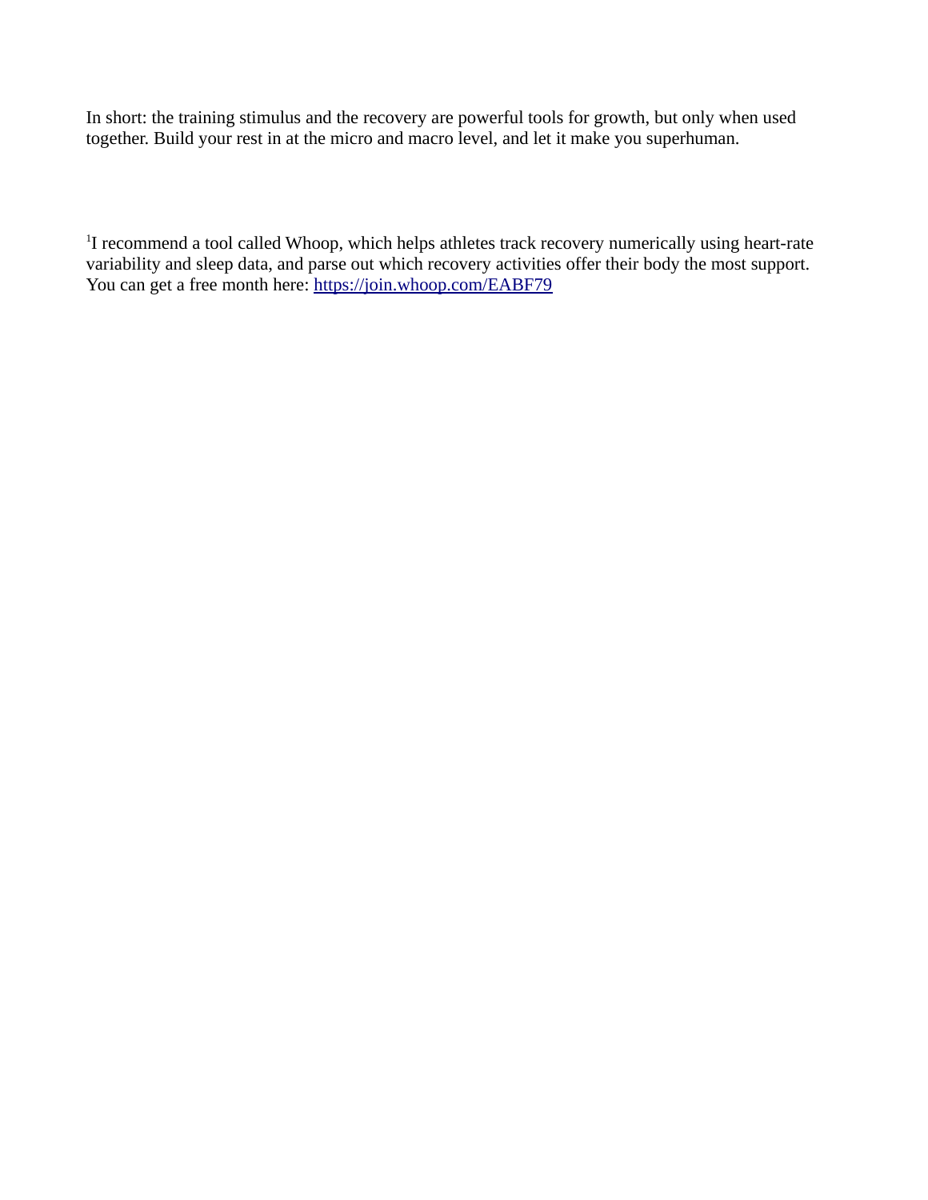In short: the training stimulus and the recovery are powerful tools for growth, but only when used together. Build your rest in at the micro and macro level, and let it make you superhuman.

[1] I recommend a tool called Whoop, which helps athletes track recovery numerically using heart-rate variability and sleep data, and parse out which recovery activities offer their body the most support. You can get a free month here: [https://join.whoop.com/EABF79](https://join.whoop.com/EABF79)